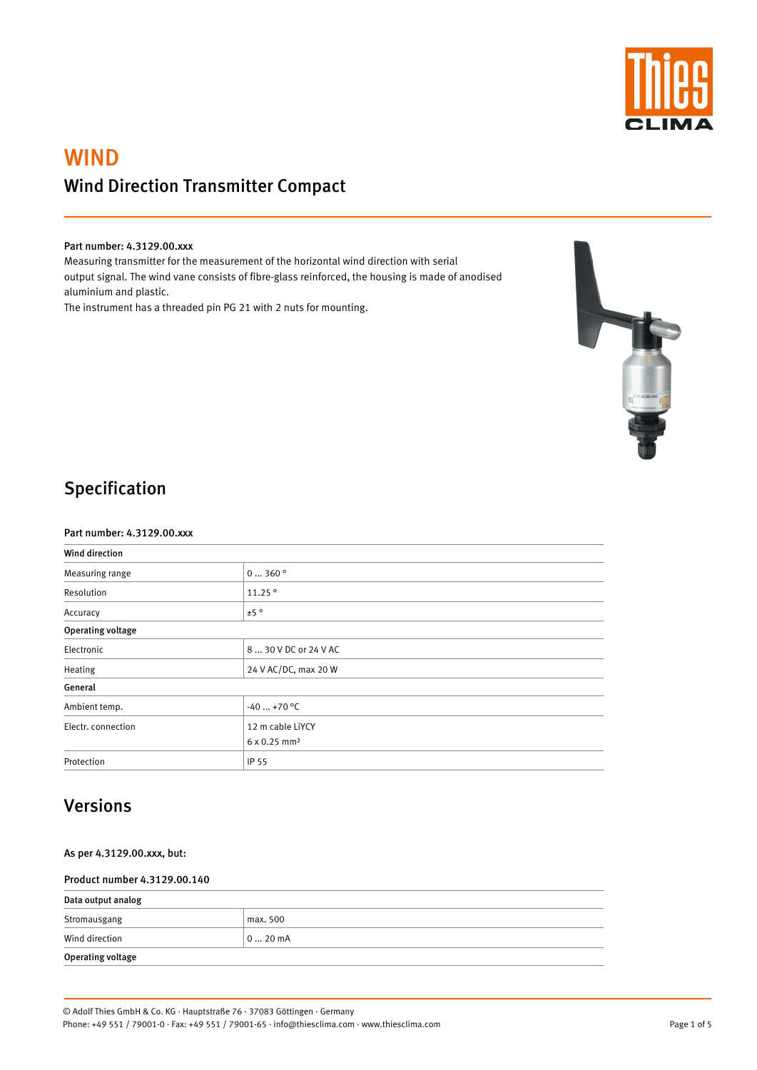# WIND

## Wind Direction Transmitter Compact

**Part number: 4.3129.00.xxx**

Measuring transmitter for the measurement of the horizontal wind direction with serial output signal. The wind vane consists of fibre-glass reinforced, the housing is made of anodised aluminium and plastic.
The instrument has a threaded pin PG 21 with 2 nuts for mounting.

## Specification

**Part number: 4.3129.00.xxx**

| **Wind direction** | |
|---|---|
| Measuring range | 0 … 360 ° |
| Resolution | 11.25 ° |
| Accuracy | ±5 ° |
| **Operating voltage** | |
| Electronic | 8 … 30 V DC or 24 V AC |
| Heating | 24 V AC/DC, max 20 W |
| **General** | |
| Ambient temp. | -40 … +70 °C |
| Electr. connection | 12 m cable LiYCY<br>6 x 0.25 mm² |
| Protection | IP 55 |

## Versions

**As per 4.3129.00.xxx, but:**

**Product number 4.3129.00.140**

| **Data output analog** | |
|---|---|
| Stromausgang | max. 500 |
| Wind direction | 0 … 20 mA |
| **Operating voltage** | |

© Adolf Thies GmbH & Co. KG · Hauptstraße 76 · 37083 Göttingen · Germany
Phone: +49 551 / 79001-0 · Fax: +49 551 / 79001-65 · info@thiesclima.com · www.thiesclima.com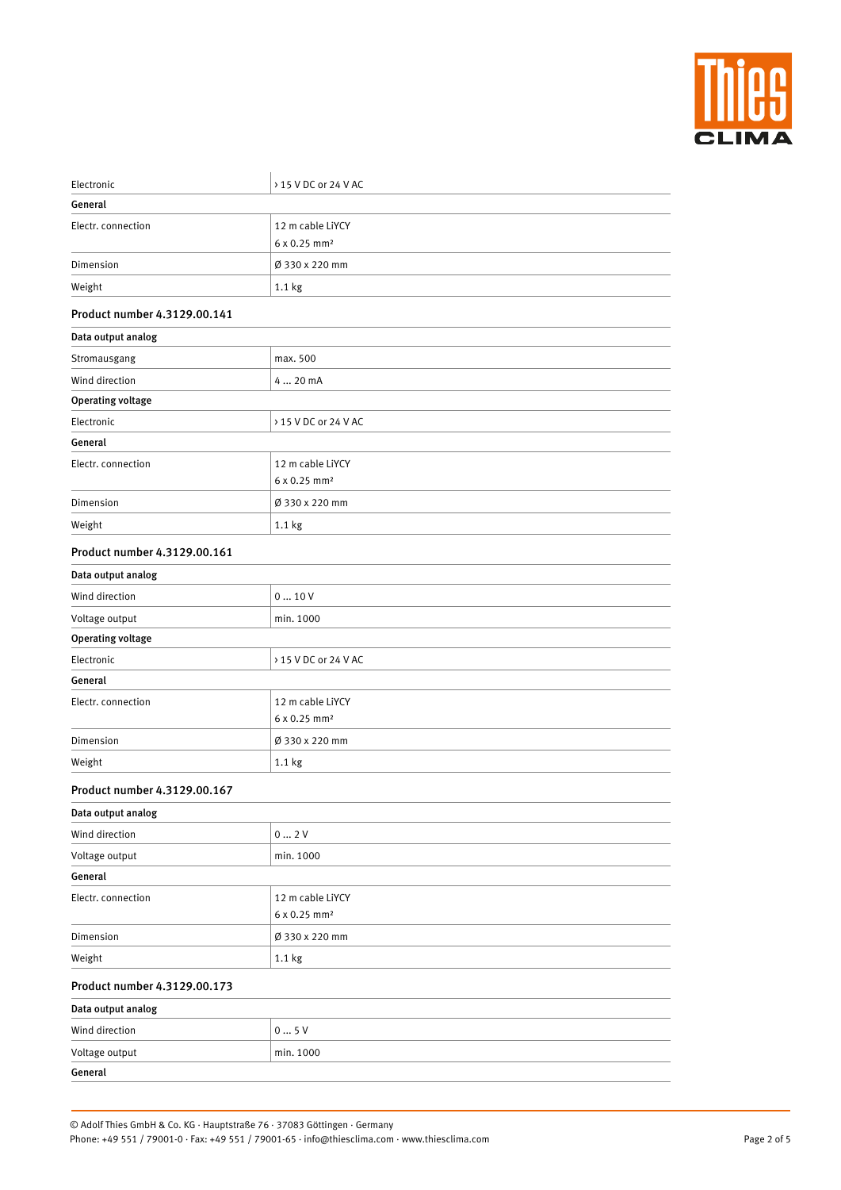| Electronic | › 15 V DC or 24 V AC |
|---|---|
| **General** | |
| Electr. connection | 12 m cable LiYCY<br>6 x 0.25 mm² |
| Dimension | Ø 330 x 220 mm |
| Weight | 1.1 kg |

### Product number 4.3129.00.141

| **Data output analog** | |
|---|---|
| Stromausgang | max. 500 |
| Wind direction | 4 … 20 mA |
| **Operating voltage** | |
| Electronic | › 15 V DC or 24 V AC |
| **General** | |
| Electr. connection | 12 m cable LiYCY<br>6 x 0.25 mm² |
| Dimension | Ø 330 x 220 mm |
| Weight | 1.1 kg |

### Product number 4.3129.00.161

| **Data output analog** | |
|---|---|
| Wind direction | 0 … 10 V |
| Voltage output | min. 1000 |
| **Operating voltage** | |
| Electronic | › 15 V DC or 24 V AC |
| **General** | |
| Electr. connection | 12 m cable LiYCY<br>6 x 0.25 mm² |
| Dimension | Ø 330 x 220 mm |
| Weight | 1.1 kg |

### Product number 4.3129.00.167

| **Data output analog** | |
|---|---|
| Wind direction | 0 … 2 V |
| Voltage output | min. 1000 |
| **General** | |
| Electr. connection | 12 m cable LiYCY<br>6 x 0.25 mm² |
| Dimension | Ø 330 x 220 mm |
| Weight | 1.1 kg |

### Product number 4.3129.00.173

| **Data output analog** | |
|---|---|
| Wind direction | 0 … 5 V |
| Voltage output | min. 1000 |
| **General** | |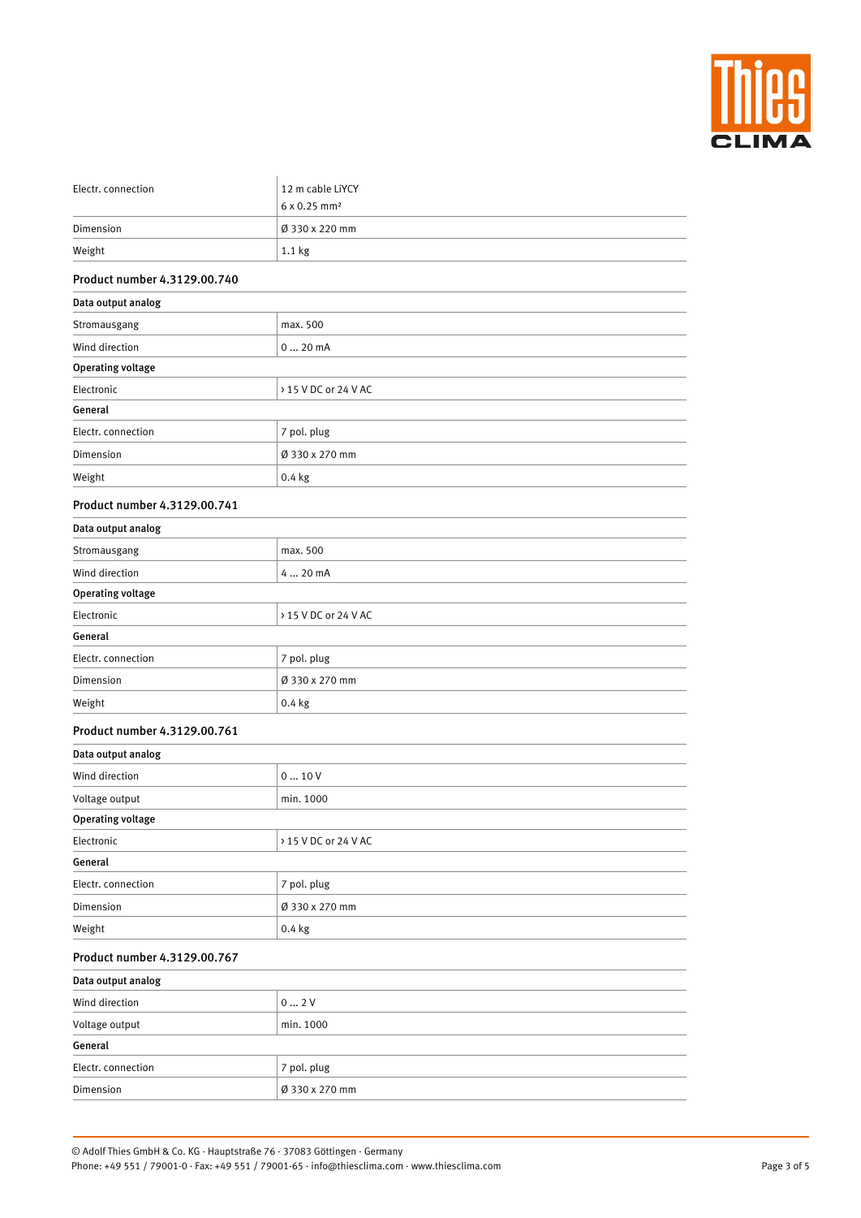| | |
|---|---|
| Electr. connection | 12 m cable LiYCY<br>6 x 0.25 mm² |
| Dimension | Ø 330 x 220 mm |
| Weight | 1.1 kg |

### Product number 4.3129.00.740

| **Data output analog** | |
|---|---|
| Stromausgang | max. 500 |
| Wind direction | 0 ... 20 mA |
| **Operating voltage** | |
| Electronic | › 15 V DC or 24 V AC |
| **General** | |
| Electr. connection | 7 pol. plug |
| Dimension | Ø 330 x 270 mm |
| Weight | 0.4 kg |

### Product number 4.3129.00.741

| **Data output analog** | |
|---|---|
| Stromausgang | max. 500 |
| Wind direction | 4 ... 20 mA |
| **Operating voltage** | |
| Electronic | › 15 V DC or 24 V AC |
| **General** | |
| Electr. connection | 7 pol. plug |
| Dimension | Ø 330 x 270 mm |
| Weight | 0.4 kg |

### Product number 4.3129.00.761

| **Data output analog** | |
|---|---|
| Wind direction | 0 ... 10 V |
| Voltage output | min. 1000 |
| **Operating voltage** | |
| Electronic | › 15 V DC or 24 V AC |
| **General** | |
| Electr. connection | 7 pol. plug |
| Dimension | Ø 330 x 270 mm |
| Weight | 0.4 kg |

### Product number 4.3129.00.767

| **Data output analog** | |
|---|---|
| Wind direction | 0 ... 2 V |
| Voltage output | min. 1000 |
| **General** | |
| Electr. connection | 7 pol. plug |
| Dimension | Ø 330 x 270 mm |

© Adolf Thies GmbH & Co. KG · Hauptstraße 76 · 37083 Göttingen · Germany
Phone: +49 551 / 79001-0 · Fax: +49 551 / 79001-65 · info@thiesclima.com · www.thiesclima.com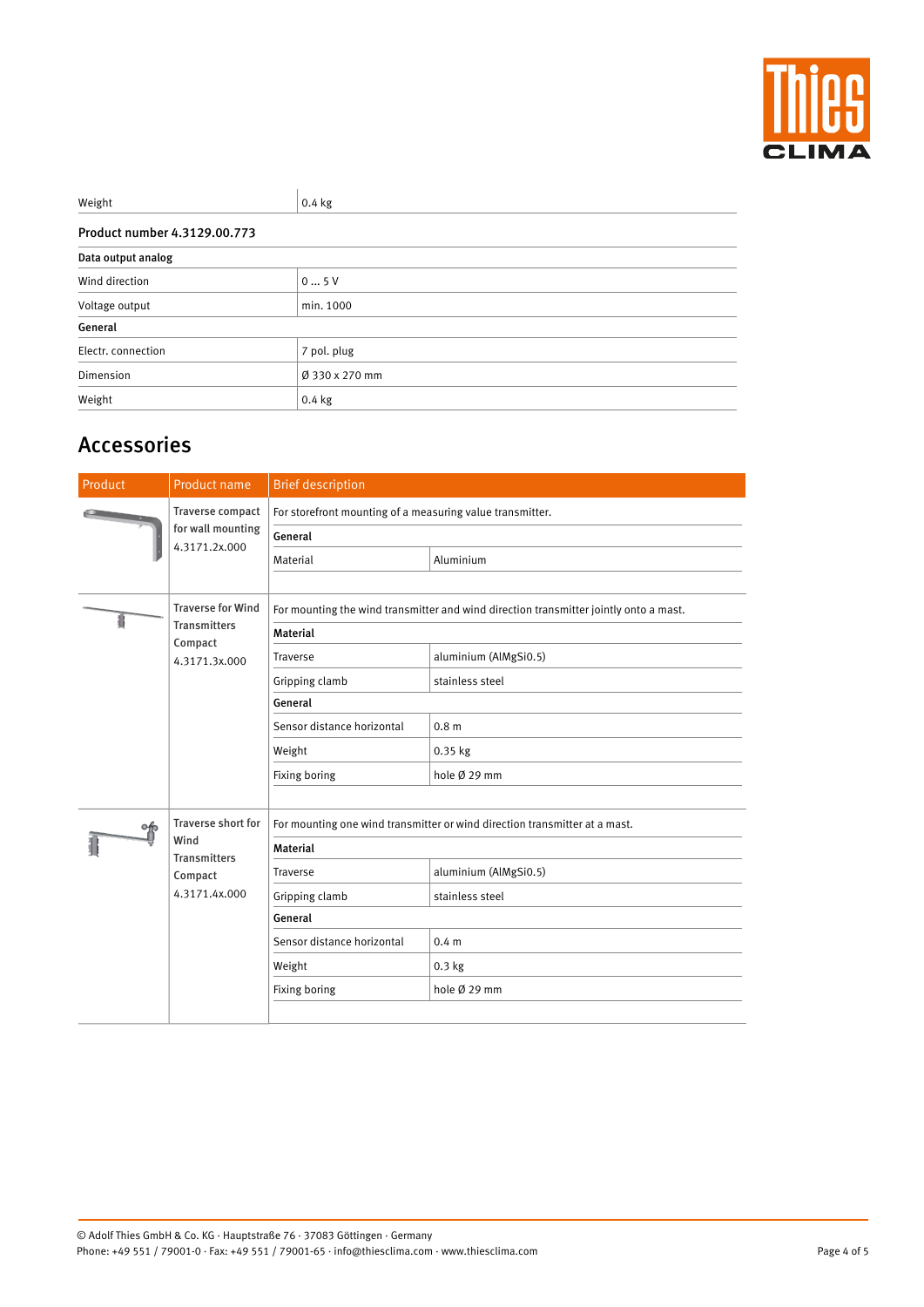| Weight | 0.4 kg |
|---|---|

**Product number 4.3129.00.773**

| **Data output analog** | |
|---|---|
| Wind direction | 0 ... 5 V |
| Voltage output | min. 1000 |
| **General** | |
| Electr. connection | 7 pol. plug |
| Dimension | Ø 330 x 270 mm |
| Weight | 0.4 kg |

## Accessories

| Product | Product name | Brief description | |
|---|---|---|---|
| | Traverse compact for wall mounting 4.3171.2x.000 | For storefront mounting of a measuring value transmitter. | |
| | | **General** | |
| | | Material | Aluminium |
| | Traverse for Wind Transmitters Compact 4.3171.3x.000 | For mounting the wind transmitter and wind direction transmitter jointly onto a mast. | |
| | | **Material** | |
| | | Traverse | aluminium (AlMgSi0.5) |
| | | Gripping clamb | stainless steel |
| | | **General** | |
| | | Sensor distance horizontal | 0.8 m |
| | | Weight | 0.35 kg |
| | | Fixing boring | hole Ø 29 mm |
| | Traverse short for Wind Transmitters Compact 4.3171.4x.000 | For mounting one wind transmitter or wind direction transmitter at a mast. | |
| | | **Material** | |
| | | Traverse | aluminium (AlMgSi0.5) |
| | | Gripping clamb | stainless steel |
| | | **General** | |
| | | Sensor distance horizontal | 0.4 m |
| | | Weight | 0.3 kg |
| | | Fixing boring | hole Ø 29 mm |

© Adolf Thies GmbH & Co. KG · Hauptstraße 76 · 37083 Göttingen · Germany
Phone: +49 551 / 79001-0 · Fax: +49 551 / 79001-65 · info@thiesclima.com · www.thiesclima.com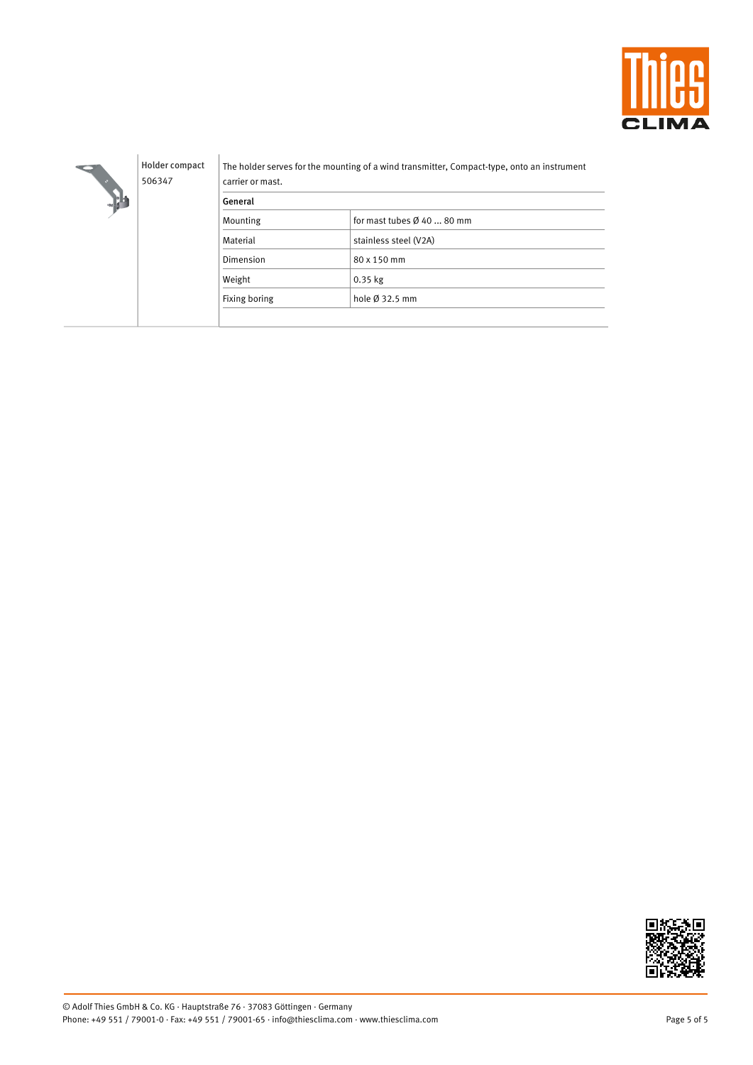**Holder compact**
506347

The holder serves for the mounting of a wind transmitter, Compact-type, onto an instrument carrier or mast.

| General | |
| --- | --- |
| Mounting | for mast tubes Ø 40 ... 80 mm |
| Material | stainless steel (V2A) |
| Dimension | 80 x 150 mm |
| Weight | 0.35 kg |
| Fixing boring | hole Ø 32.5 mm |

© Adolf Thies GmbH & Co. KG · Hauptstraße 76 · 37083 Göttingen · Germany
Phone: +49 551 / 79001-0 · Fax: +49 551 / 79001-65 · info@thiesclima.com · www.thiesclima.com